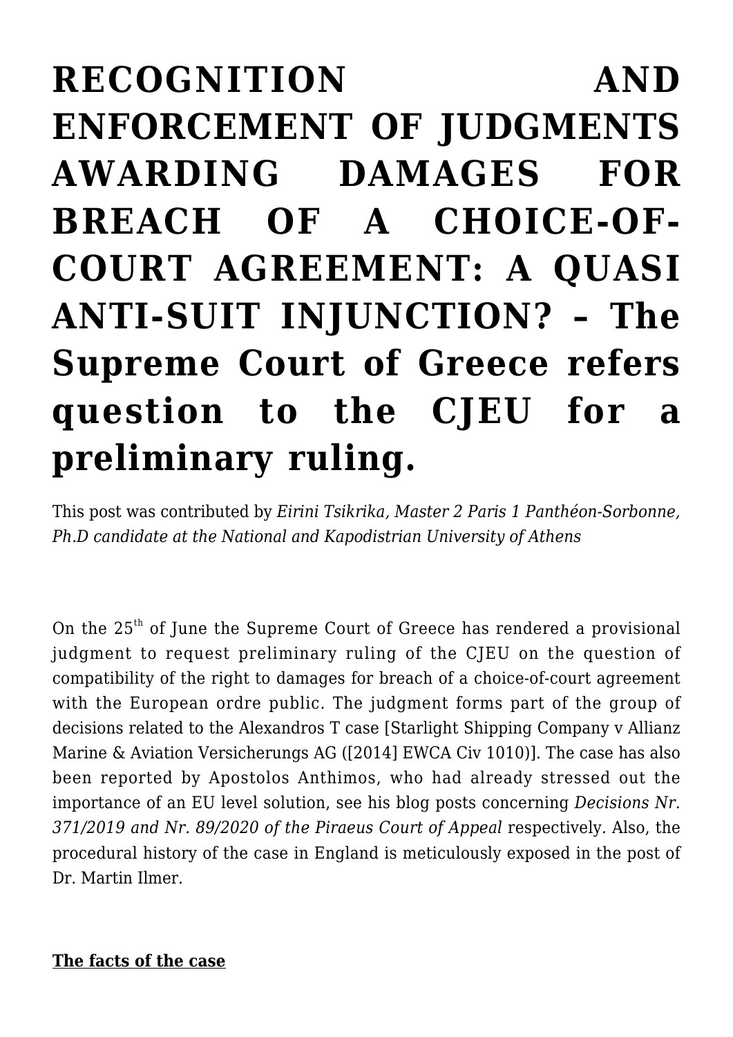# RECOGNITION AND ENFORCEMENT OF JUDGMENTS AWARDING DAMAGES FOR BREACH OF A CHOICE-OF-COURT AGREEMENT: A QUASI ANTI-SUIT INJUNCTION? – The Supreme Court of Greece refers question to the CJEU for a preliminary ruling.

This post was contributed by *Eirini Tsikrika, Master 2 Paris 1 Panthéon-Sorbonne, Ph.D candidate at the National and Kapodistrian University of Athens*

On the 25th of June the Supreme Court of Greece has rendered a provisional judgment to request preliminary ruling of the CJEU on the question of compatibility of the right to damages for breach of a choice-of-court agreement with the European ordre public. The judgment forms part of the group of decisions related to the Alexandros T case [Starlight Shipping Company v Allianz Marine & Aviation Versicherungs AG ([2014] EWCA Civ 1010)]. The case has also been reported by Apostolos Anthimos, who had already stressed out the importance of an EU level solution, see his blog posts concerning *Decisions Nr. 371/2019 and Nr. 89/2020 of the Piraeus Court of Appeal* respectively. Also, the procedural history of the case in England is meticulously exposed in the post of Dr. Martin Ilmer.

**The facts of the case**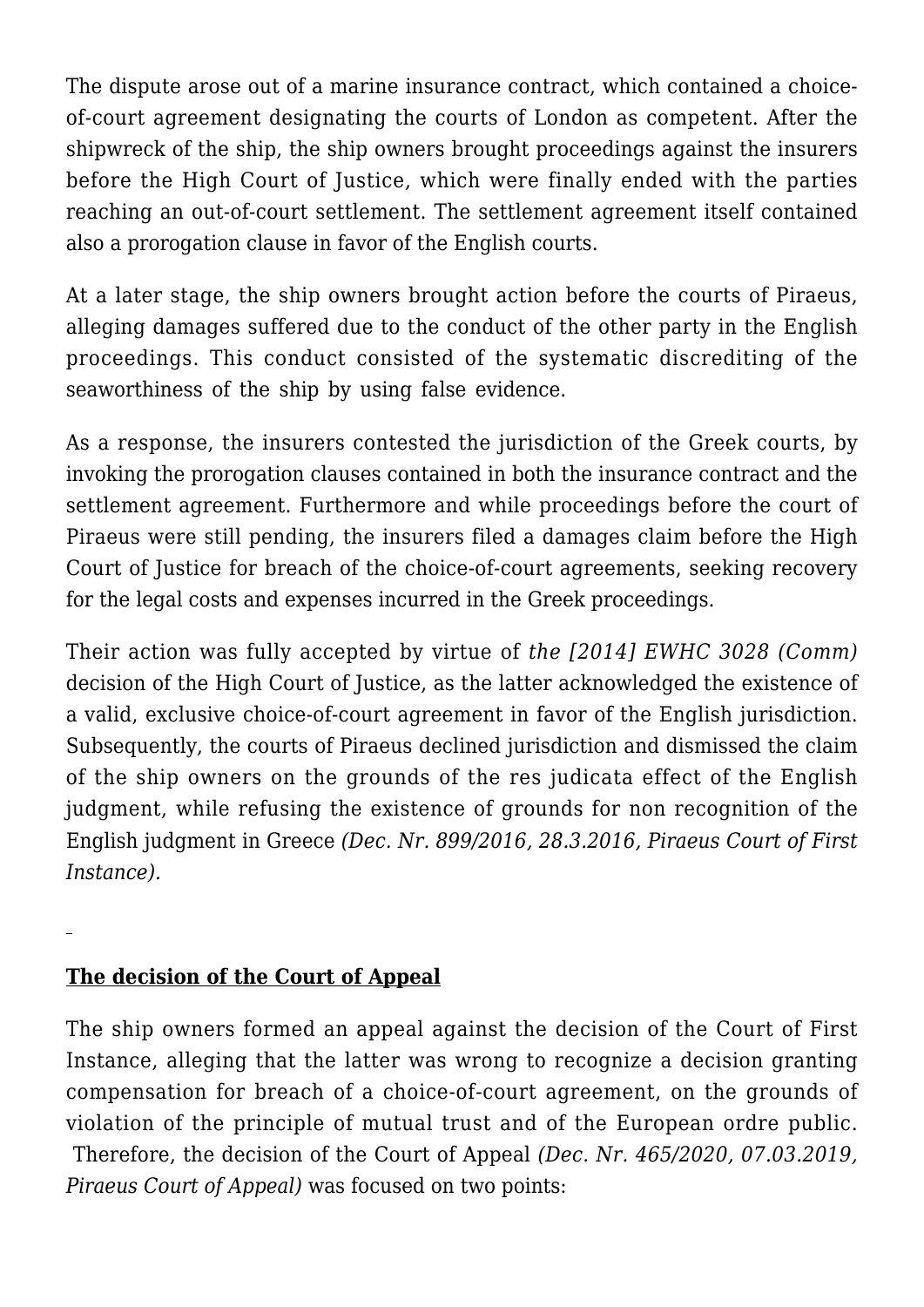The dispute arose out of a marine insurance contract, which contained a choice-of-court agreement designating the courts of London as competent. After the shipwreck of the ship, the ship owners brought proceedings against the insurers before the High Court of Justice, which were finally ended with the parties reaching an out-of-court settlement. The settlement agreement itself contained also a prorogation clause in favor of the English courts.

At a later stage, the ship owners brought action before the courts of Piraeus, alleging damages suffered due to the conduct of the other party in the English proceedings. This conduct consisted of the systematic discrediting of the seaworthiness of the ship by using false evidence.

As a response, the insurers contested the jurisdiction of the Greek courts, by invoking the prorogation clauses contained in both the insurance contract and the settlement agreement. Furthermore and while proceedings before the court of Piraeus were still pending, the insurers filed a damages claim before the High Court of Justice for breach of the choice-of-court agreements, seeking recovery for the legal costs and expenses incurred in the Greek proceedings.

Their action was fully accepted by virtue of *the [2014] EWHC 3028 (Comm)* decision of the High Court of Justice, as the latter acknowledged the existence of a valid, exclusive choice-of-court agreement in favor of the English jurisdiction. Subsequently, the courts of Piraeus declined jurisdiction and dismissed the claim of the ship owners on the grounds of the res judicata effect of the English judgment, while refusing the existence of grounds for non recognition of the English judgment in Greece *(Dec. Nr. 899/2016, 28.3.2016, Piraeus Court of First Instance).*

## The decision of the Court of Appeal

The ship owners formed an appeal against the decision of the Court of First Instance, alleging that the latter was wrong to recognize a decision granting compensation for breach of a choice-of-court agreement, on the grounds of violation of the principle of mutual trust and of the European ordre public. Therefore, the decision of the Court of Appeal *(Dec. Nr. 465/2020, 07.03.2019, Piraeus Court of Appeal)* was focused on two points: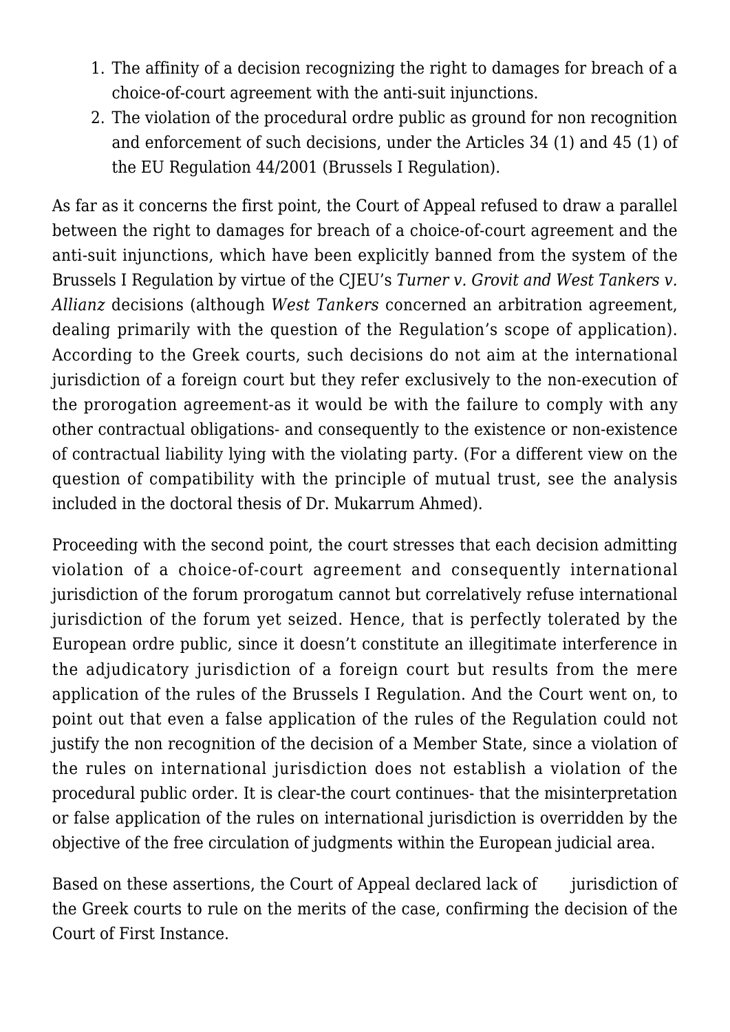1. The affinity of a decision recognizing the right to damages for breach of a choice-of-court agreement with the anti-suit injunctions.
2. The violation of the procedural ordre public as ground for non recognition and enforcement of such decisions, under the Articles 34 (1) and 45 (1) of the EU Regulation 44/2001 (Brussels I Regulation).

As far as it concerns the first point, the Court of Appeal refused to draw a parallel between the right to damages for breach of a choice-of-court agreement and the anti-suit injunctions, which have been explicitly banned from the system of the Brussels I Regulation by virtue of the CJEU's *Turner v. Grovit and West Tankers v. Allianz* decisions (although *West Tankers* concerned an arbitration agreement, dealing primarily with the question of the Regulation's scope of application). According to the Greek courts, such decisions do not aim at the international jurisdiction of a foreign court but they refer exclusively to the non-execution of the prorogation agreement-as it would be with the failure to comply with any other contractual obligations- and consequently to the existence or non-existence of contractual liability lying with the violating party. (For a different view on the question of compatibility with the principle of mutual trust, see the analysis included in the doctoral thesis of Dr. Mukarrum Ahmed).

Proceeding with the second point, the court stresses that each decision admitting violation of a choice-of-court agreement and consequently international jurisdiction of the forum prorogatum cannot but correlatively refuse international jurisdiction of the forum yet seized. Hence, that is perfectly tolerated by the European ordre public, since it doesn't constitute an illegitimate interference in the adjudicatory jurisdiction of a foreign court but results from the mere application of the rules of the Brussels I Regulation. And the Court went on, to point out that even a false application of the rules of the Regulation could not justify the non recognition of the decision of a Member State, since a violation of the rules on international jurisdiction does not establish a violation of the procedural public order. It is clear-the court continues- that the misinterpretation or false application of the rules on international jurisdiction is overridden by the objective of the free circulation of judgments within the European judicial area.

Based on these assertions, the Court of Appeal declared lack of jurisdiction of the Greek courts to rule on the merits of the case, confirming the decision of the Court of First Instance.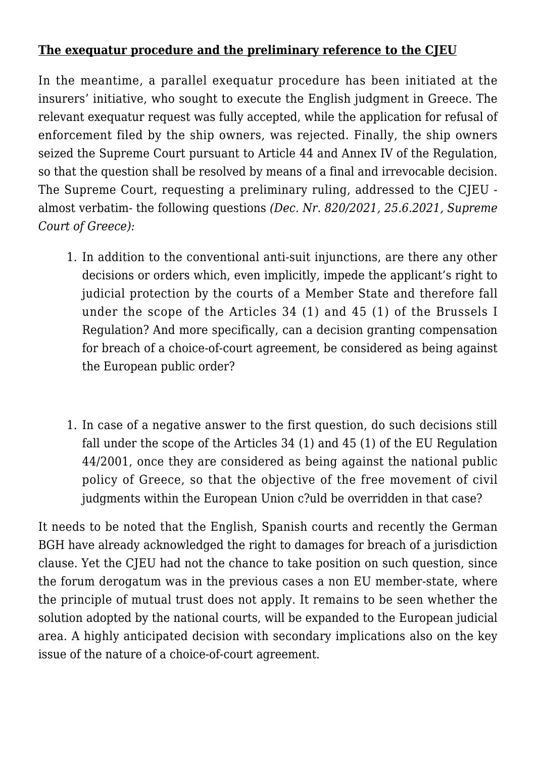**The exequatur procedure and the preliminary reference to the CJEU**

In the meantime, a parallel exequatur procedure has been initiated at the insurers' initiative, who sought to execute the English judgment in Greece. The relevant exequatur request was fully accepted, while the application for refusal of enforcement filed by the ship owners, was rejected. Finally, the ship owners seized the Supreme Court pursuant to Article 44 and Annex IV of the Regulation, so that the question shall be resolved by means of a final and irrevocable decision. The Supreme Court, requesting a preliminary ruling, addressed to the CJEU - almost verbatim- the following questions *(Dec. Nr. 820/2021, 25.6.2021, Supreme Court of Greece):*

1. In addition to the conventional anti-suit injunctions, are there any other decisions or orders which, even implicitly, impede the applicant's right to judicial protection by the courts of a Member State and therefore fall under the scope of the Articles 34 (1) and 45 (1) of the Brussels I Regulation? And more specifically, can a decision granting compensation for breach of a choice-of-court agreement, be considered as being against the European public order?

1. In case of a negative answer to the first question, do such decisions still fall under the scope of the Articles 34 (1) and 45 (1) of the EU Regulation 44/2001, once they are considered as being against the national public policy of Greece, so that the objective of the free movement of civil judgments within the European Union c?uld be overridden in that case?

It needs to be noted that the English, Spanish courts and recently the German BGH have already acknowledged the right to damages for breach of a jurisdiction clause. Yet the CJEU had not the chance to take position on such question, since the forum derogatum was in the previous cases a non EU member-state, where the principle of mutual trust does not apply. It remains to be seen whether the solution adopted by the national courts, will be expanded to the European judicial area. A highly anticipated decision with secondary implications also on the key issue of the nature of a choice-of-court agreement.